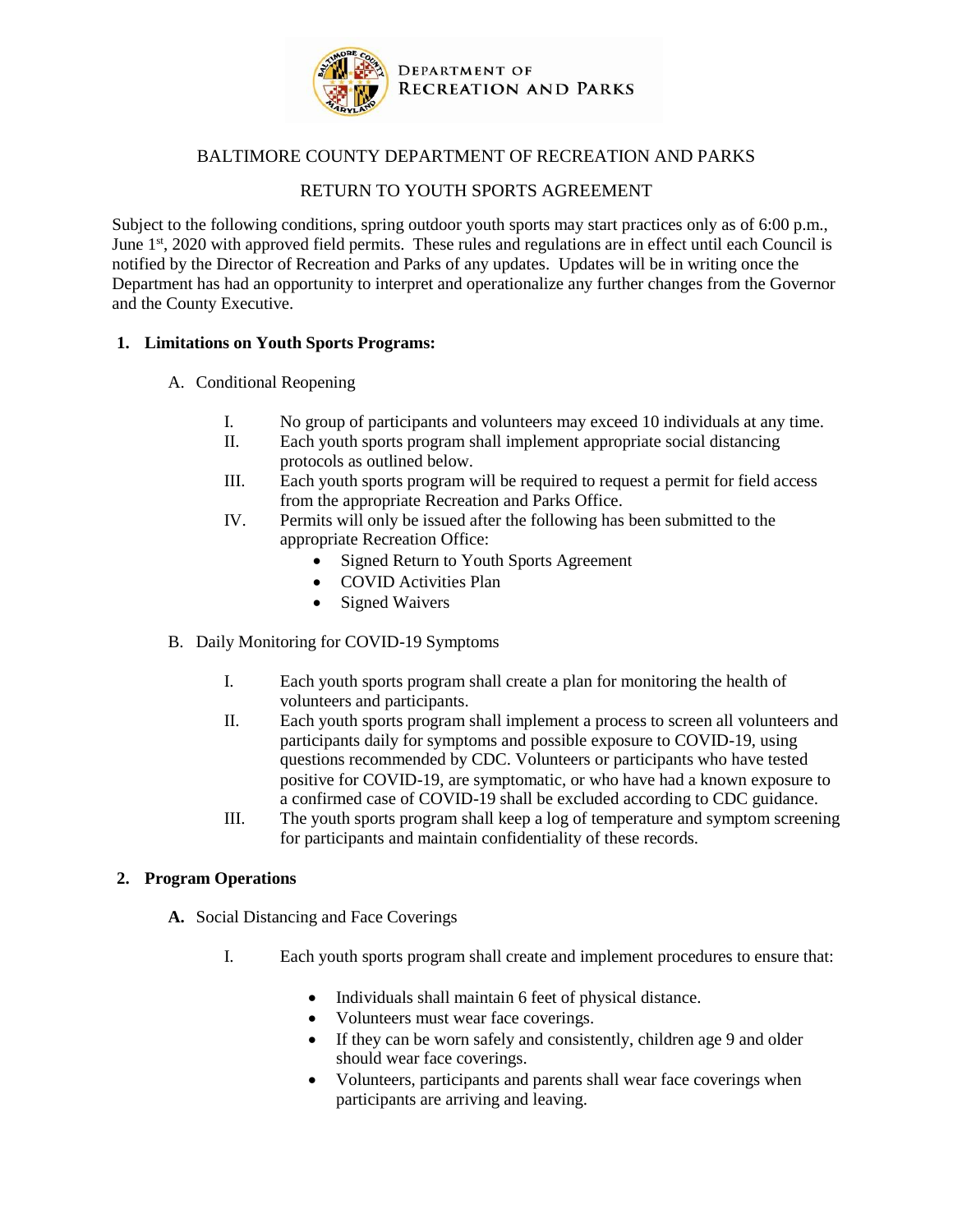DEPARTMENT OF RECREATION AND PARKS

# BALTIMORE COUNTY DEPARTMENT OF RECREATION AND PARKS

## RETURN TO YOUTH SPORTS AGREEMENT

Subject to the following conditions, spring outdoor youth sports may start practices only as of 6:00 p.m., June 1st, 2020 with approved field permits. These rules and regulations are in effect until each Council is notified by the Director of Recreation and Parks of any updates. Updates will be in writing once the Department has had an opportunity to interpret and operationalize any further changes from the Governor and the County Executive.

**1. Limitations on Youth Sports Programs:**

A. Conditional Reopening

I. No group of participants and volunteers may exceed 10 individuals at any time.

II. Each youth sports program shall implement appropriate social distancing protocols as outlined below.

III. Each youth sports program will be required to request a permit for field access from the appropriate Recreation and Parks Office.

IV. Permits will only be issued after the following has been submitted to the appropriate Recreation Office:

- Signed Return to Youth Sports Agreement
- COVID Activities Plan
- Signed Waivers

B. Daily Monitoring for COVID-19 Symptoms

I. Each youth sports program shall create a plan for monitoring the health of volunteers and participants.

II. Each youth sports program shall implement a process to screen all volunteers and participants daily for symptoms and possible exposure to COVID-19, using questions recommended by CDC. Volunteers or participants who have tested positive for COVID-19, are symptomatic, or who have had a known exposure to a confirmed case of COVID-19 shall be excluded according to CDC guidance.

III. The youth sports program shall keep a log of temperature and symptom screening for participants and maintain confidentiality of these records.

**2. Program Operations**

**A.** Social Distancing and Face Coverings

I. Each youth sports program shall create and implement procedures to ensure that:

- Individuals shall maintain 6 feet of physical distance.
- Volunteers must wear face coverings.
- If they can be worn safely and consistently, children age 9 and older should wear face coverings.
- Volunteers, participants and parents shall wear face coverings when participants are arriving and leaving.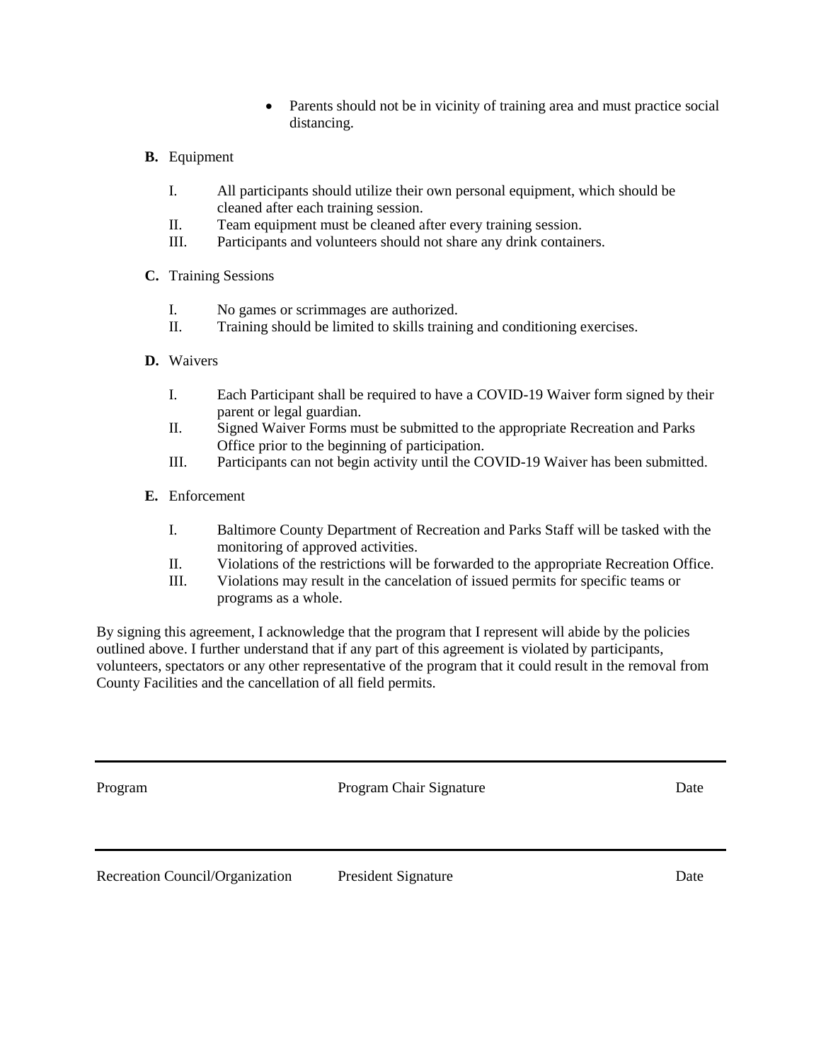- Parents should not be in vicinity of training area and must practice social distancing.

**B.** Equipment

I. All participants should utilize their own personal equipment, which should be cleaned after each training session.
II. Team equipment must be cleaned after every training session.
III. Participants and volunteers should not share any drink containers.

**C.** Training Sessions

I. No games or scrimmages are authorized.
II. Training should be limited to skills training and conditioning exercises.

**D.** Waivers

I. Each Participant shall be required to have a COVID-19 Waiver form signed by their parent or legal guardian.
II. Signed Waiver Forms must be submitted to the appropriate Recreation and Parks Office prior to the beginning of participation.
III. Participants can not begin activity until the COVID-19 Waiver has been submitted.

**E.** Enforcement

I. Baltimore County Department of Recreation and Parks Staff will be tasked with the monitoring of approved activities.
II. Violations of the restrictions will be forwarded to the appropriate Recreation Office.
III. Violations may result in the cancelation of issued permits for specific teams or programs as a whole.

By signing this agreement, I acknowledge that the program that I represent will abide by the policies outlined above. I further understand that if any part of this agreement is violated by participants, volunteers, spectators or any other representative of the program that it could result in the removal from County Facilities and the cancellation of all field permits.

---

Program　　　　　　　　Program Chair Signature　　　　　　　　Date

---

Recreation Council/Organization　　　　President Signature　　　　　　　　Date